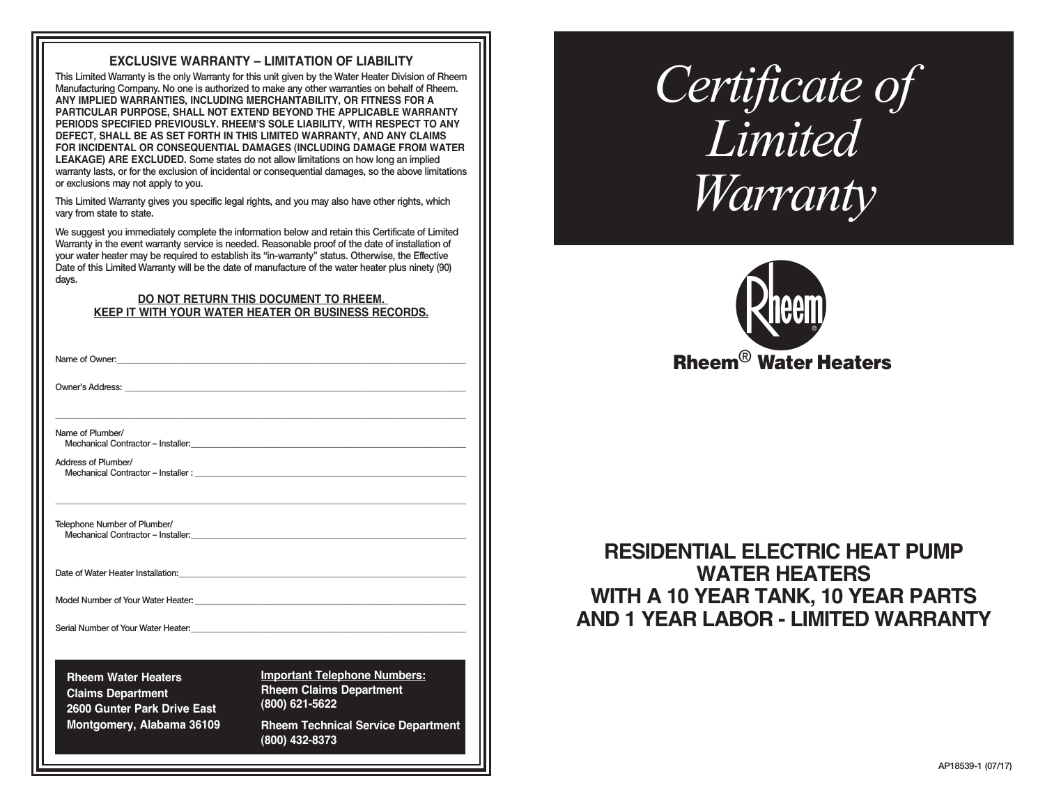### EXCLUSIVE WARRANTY – LIMITATION OF LIABILITY

This Limited Warranty is the only Warranty for this unit given by the Water Heater Division of Rheem Manufacturing Company. No one is authorized to make any other warranties on behalf of Rheem. **ANY IMPLIED WARRANTIES, INCLUDING MERCHANTABILITY, OR FITNESS FOR A PARTICULAR PURPOSE, SHALL NOT EXTEND BEYOND THE APPLICABLE WARRANTY PERIODS SPECIFIED PREVIOUSLY. RHEEM'S SOLE LIABILITY, WITH RESPECT TO ANY DEFECT, SHALL BE AS SET FORTH IN THIS LIMITED WARRANTY, AND ANY CLAIMS FOR INCIDENTAL OR CONSEQUENTIAL DAMAGES (INCLUDING DAMAGE FROM WATER LEAKAGE) ARE EXCLUDED.** Some states do not allow limitations on how long an implied warranty lasts, or for the exclusion of incidental or consequential damages, so the above limitations or exclusions may not apply to you.

This Limited Warranty gives you specific legal rights, and you may also have other rights, which vary from state to state.

We suggest you immediately complete the information below and retain this Certificate of Limited Warranty in the event warranty service is needed. Reasonable proof of the date of installation of your water heater may be required to establish its "in-warranty" status. Otherwise, the Effective Date of this Limited Warranty will be the date of manufacture of the water heater plus ninety (90) days.

**DO NOT RETURN THIS DOCUMENT TO RHEEM.**
**KEEP IT WITH YOUR WATER HEATER OR BUSINESS RECORDS.**

Name of Owner: ______________________________

Owner's Address: ______________________________

______________________________

Name of Plumber/
Mechanical Contractor – Installer: ______________________________

Address of Plumber/
Mechanical Contractor – Installer : ______________________________

______________________________

Telephone Number of Plumber/
Mechanical Contractor – Installer: ______________________________

Date of Water Heater Installation: ______________________________

Model Number of Your Water Heater: ______________________________

Serial Number of Your Water Heater: ______________________________

**Rheem Water Heaters**
**Claims Department**
**2600 Gunter Park Drive East**
**Montgomery, Alabama 36109**

**Important Telephone Numbers:**
**Rheem Claims Department**
**(800) 621-5622**

**Rheem Technical Service Department**
**(800) 432-8373**

# *Certificate of Limited Warranty*

Rheem® Water Heaters

## RESIDENTIAL ELECTRIC HEAT PUMP WATER HEATERS WITH A 10 YEAR TANK, 10 YEAR PARTS AND 1 YEAR LABOR - LIMITED WARRANTY

AP18539-1 (07/17)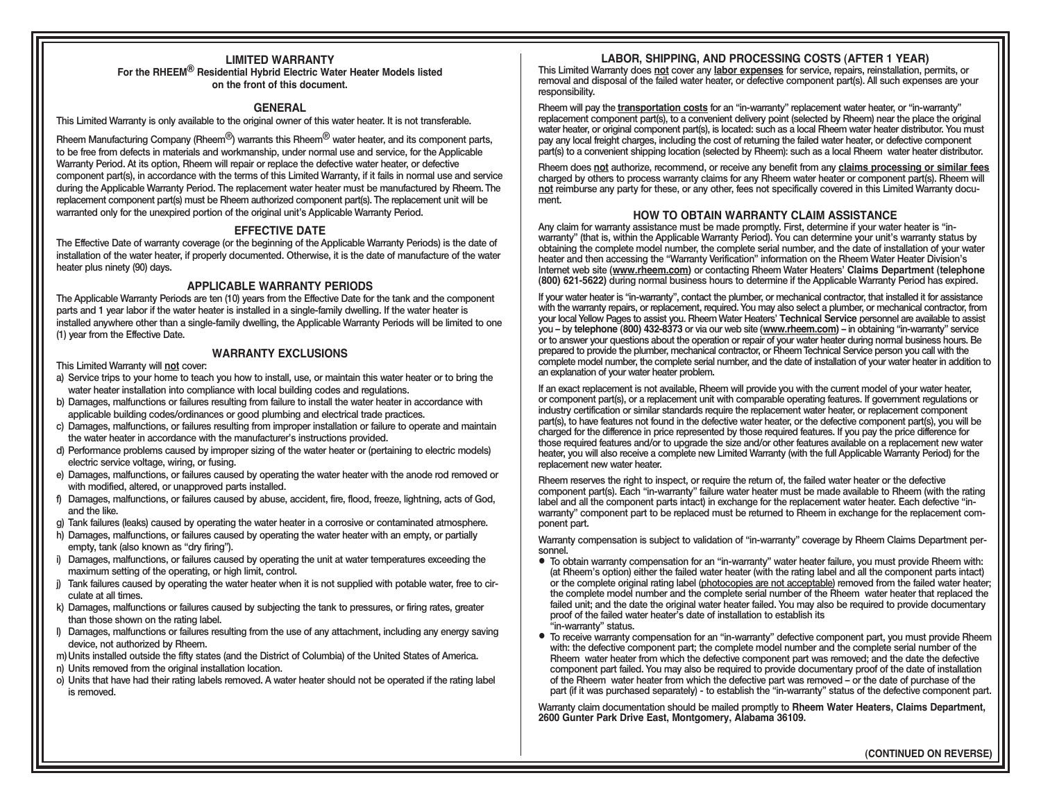# LIMITED WARRANTY

**For the RHEEM® Residential Hybrid Electric Water Heater Models listed on the front of this document.**

## GENERAL

This Limited Warranty is only available to the original owner of this water heater. It is not transferable.

Rheem Manufacturing Company (Rheem®) warrants this Rheem® water heater, and its component parts, to be free from defects in materials and workmanship, under normal use and service, for the Applicable Warranty Period. At its option, Rheem will repair or replace the defective water heater, or defective component part(s), in accordance with the terms of this Limited Warranty, if it fails in normal use and service during the Applicable Warranty Period. The replacement water heater must be manufactured by Rheem. The replacement component part(s) must be Rheem authorized component part(s). The replacement unit will be warranted only for the unexpired portion of the original unit's Applicable Warranty Period.

## EFFECTIVE DATE

The Effective Date of warranty coverage (or the beginning of the Applicable Warranty Periods) is the date of installation of the water heater, if properly documented. Otherwise, it is the date of manufacture of the water heater plus ninety (90) days.

## APPLICABLE WARRANTY PERIODS

The Applicable Warranty Periods are ten (10) years from the Effective Date for the tank and the component parts and 1 year labor if the water heater is installed in a single-family dwelling. If the water heater is installed anywhere other than a single-family dwelling, the Applicable Warranty Periods will be limited to one (1) year from the Effective Date.

## WARRANTY EXCLUSIONS

This Limited Warranty will **not** cover:

a) Service trips to your home to teach you how to install, use, or maintain this water heater or to bring the water heater installation into compliance with local building codes and regulations.
b) Damages, malfunctions or failures resulting from failure to install the water heater in accordance with applicable building codes/ordinances or good plumbing and electrical trade practices.
c) Damages, malfunctions, or failures resulting from improper installation or failure to operate and maintain the water heater in accordance with the manufacturer's instructions provided.
d) Performance problems caused by improper sizing of the water heater or (pertaining to electric models) electric service voltage, wiring, or fusing.
e) Damages, malfunctions, or failures caused by operating the water heater with the anode rod removed or with modified, altered, or unapproved parts installed.
f) Damages, malfunctions, or failures caused by abuse, accident, fire, flood, freeze, lightning, acts of God, and the like.
g) Tank failures (leaks) caused by operating the water heater in a corrosive or contaminated atmosphere.
h) Damages, malfunctions, or failures caused by operating the water heater with an empty, or partially empty, tank (also known as "dry firing").
i) Damages, malfunctions, or failures caused by operating the unit at water temperatures exceeding the maximum setting of the operating, or high limit, control.
j) Tank failures caused by operating the water heater when it is not supplied with potable water, free to circulate at all times.
k) Damages, malfunctions, or failures caused by subjecting the tank to pressures, or firing rates, greater than those shown on the rating label.
l) Damages, malfunctions or failures resulting from the use of any attachment, including any energy saving device, not authorized by Rheem.
m) Units installed outside the fifty states (and the District of Columbia) of the United States of America.
n) Units removed from the original installation location.
o) Units that have had their rating labels removed. A water heater should not be operated if the rating label is removed.

## LABOR, SHIPPING, AND PROCESSING COSTS (AFTER 1 YEAR)

This Limited Warranty does **not** cover any **labor expenses** for service, repairs, reinstallation, permits, or removal and disposal of the failed water heater, or defective component part(s). All such expenses are your responsibility.

Rheem will pay the **transportation costs** for an "in-warranty" replacement water heater, or "in-warranty" replacement component part(s), to a convenient delivery point (selected by Rheem) near the place the original water heater, or original component part(s), is located: such as a local Rheem water heater distributor. You must pay any local freight charges, including the cost of returning the failed water heater, or defective component part(s) to a convenient shipping location (selected by Rheem): such as a local Rheem water heater distributor.

Rheem does **not** authorize, recommend, or receive any benefit from any **claims processing or similar fees** charged by others to process warranty claims for any Rheem water heater or component part(s). Rheem will **not** reimburse any party for these, or any other, fees not specifically covered in this Limited Warranty document.

## HOW TO OBTAIN WARRANTY CLAIM ASSISTANCE

Any claim for warranty assistance must be made promptly. First, determine if your water heater is "in-warranty" (that is, within the Applicable Warranty Period). You can determine your unit's warranty status by obtaining the complete model number, the complete serial number, and the date of installation of your water heater and then accessing the "Warranty Verification" information on the Rheem Water Heater Division's Internet web site (**www.rheem.com**) or contacting Rheem Water Heaters' **Claims Department** (**telephone (800) 621-5622**) during normal business hours to determine if the Applicable Warranty Period has expired.

If your water heater is "in-warranty", contact the plumber, or mechanical contractor, that installed it for assistance with the warranty repairs, or replacement, required. You may also select a plumber, or mechanical contractor, from your local Yellow Pages to assist you. Rheem Water Heaters' **Technical Service** personnel are available to assist you – by **telephone (800) 432-8373** or via our web site (**www.rheem.com**) – in obtaining "in-warranty" service or to answer your questions about the operation or repair of your water heater during normal business hours. Be prepared to provide the plumber, mechanical contractor, or Rheem Technical Service person you call with the complete model number, the complete serial number, and the date of installation of your water heater in addition to an explanation of your water heater problem.

If an exact replacement is not available, Rheem will provide you with the current model of your water heater, or component part(s), or a replacement unit with comparable operating features. If government regulations or industry certification or similar standards require the replacement water heater, or replacement component part(s), to have features not found in the defective water heater, or the defective component part(s), you will be charged for the difference in price represented by those required features. If you pay the price difference for those required features and/or to upgrade the size and/or other features available on a replacement new water heater, you will also receive a complete new Limited Warranty (with the full Applicable Warranty Period) for the replacement new water heater.

Rheem reserves the right to inspect, or require the return of, the failed water heater or the defective component part(s). Each "in-warranty" failure water heater must be made available to Rheem (with the rating label and all the component parts intact) in exchange for the replacement water heater. Each defective "in-warranty" component part to be replaced must be returned to Rheem in exchange for the replacement component part.

Warranty compensation is subject to validation of "in-warranty" coverage by Rheem Claims Department personnel.

- To obtain warranty compensation for an "in-warranty" water heater failure, you must provide Rheem with: (at Rheem's option) either the failed water heater (with the rating label and all the component parts intact) or the complete original rating label (photocopies are not acceptable) removed from the failed water heater; the complete model number and the complete serial number of the Rheem water heater that replaced the failed unit; and the date the original water heater failed. You may also be required to provide documentary proof of the failed water heater's date of installation to establish its "in-warranty" status.
- To receive warranty compensation for an "in-warranty" defective component part, you must provide Rheem with: the defective component part; the complete model number and the complete serial number of the Rheem water heater from which the defective component part was removed; and the date the defective component part failed. You may also be required to provide documentary proof of the date of installation of the Rheem water heater from which the defective part was removed – or the date of purchase of the part (if it was purchased separately) - to establish the "in-warranty" status of the defective component part.

Warranty claim documentation should be mailed promptly to **Rheem Water Heaters, Claims Department, 2600 Gunter Park Drive East, Montgomery, Alabama 36109.**

**(CONTINUED ON REVERSE)**